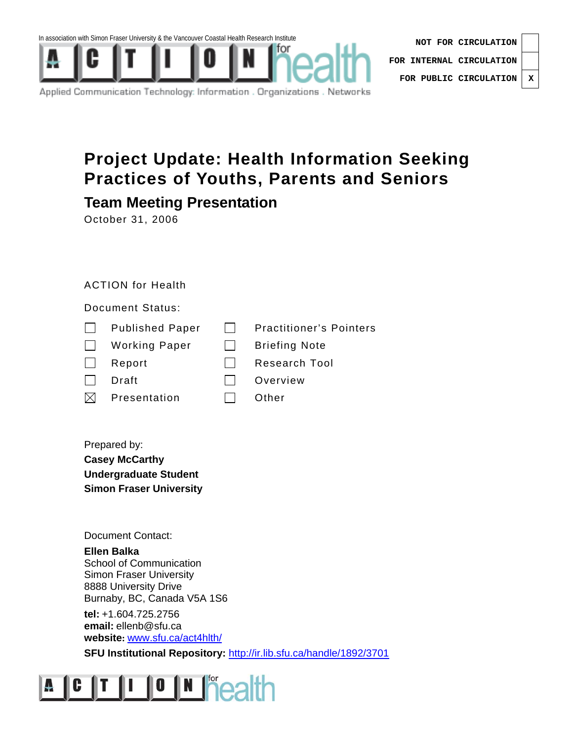In association with Simon Fraser University & the Vancouver Coastal Health Research Institute

ACTION for health

Applied Communication Technology: Information . Organizations . Networks

| | |
|---|---|
| NOT FOR CIRCULATION | |
| FOR INTERNAL CIRCULATION | |
| FOR PUBLIC CIRCULATION | X |

# Project Update: Health Information Seeking Practices of Youths, Parents and Seniors

## Team Meeting Presentation

October 31, 2006

ACTION for Health

Document Status:

| | | | |
|---|---|---|---|
| ☐ | Published Paper | ☐ | Practitioner's Pointers |
| ☐ | Working Paper | ☐ | Briefing Note |
| ☐ | Report | ☐ | Research Tool |
| ☐ | Draft | ☐ | Overview |
| ☒ | Presentation | ☐ | Other |

Prepared by:

**Casey McCarthy**
**Undergraduate Student**
**Simon Fraser University**

Document Contact:

**Ellen Balka**
School of Communication
Simon Fraser University
8888 University Drive
Burnaby, BC, Canada V5A 1S6

**tel:** +1.604.725.2756
**email:** ellenb@sfu.ca
**website:** www.sfu.ca/act4hlth/

**SFU Institutional Repository:** http://ir.lib.sfu.ca/handle/1892/3701

ACTION for health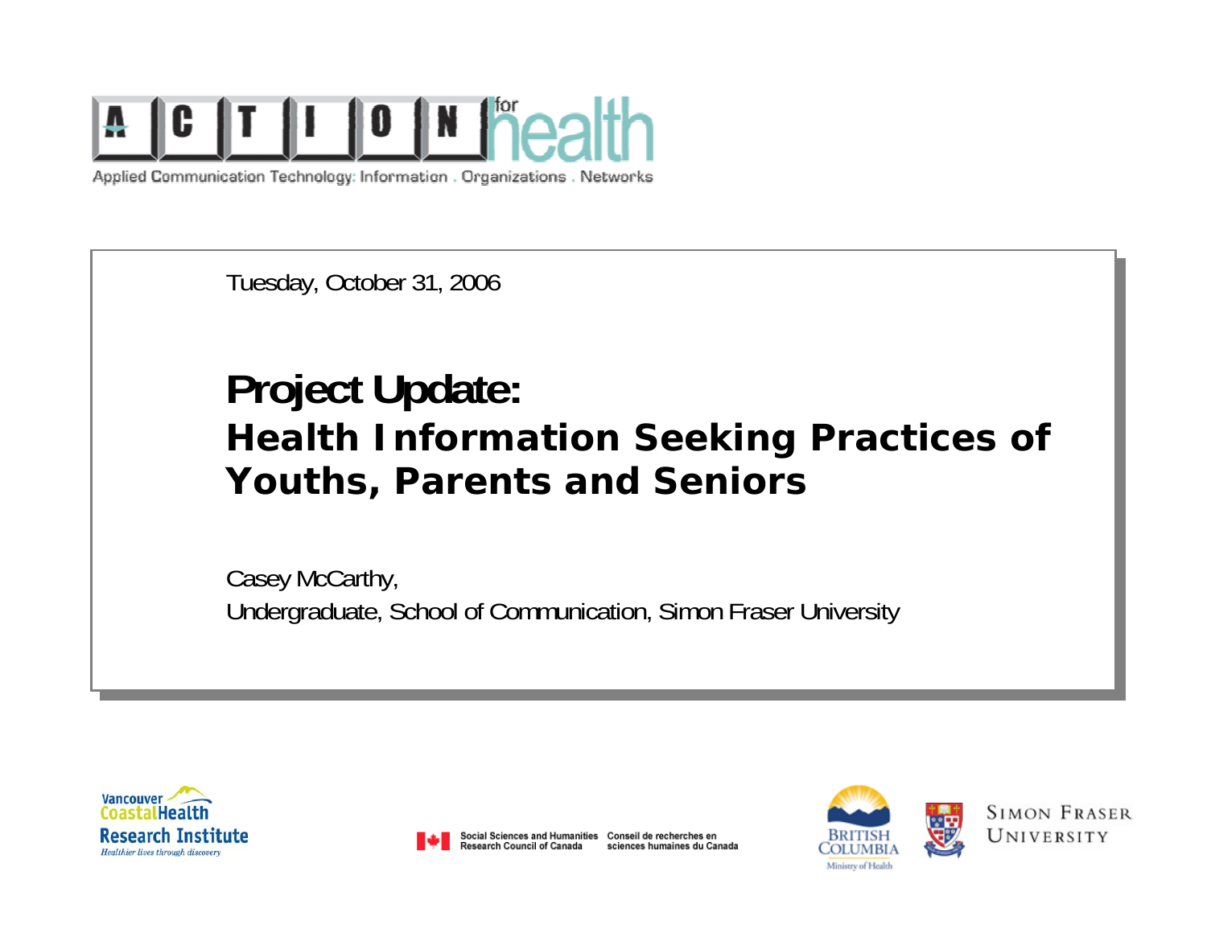ACTION for health

Applied Communication Technology: Information . Organizations . Networks

Tuesday, October 31, 2006

# Project Update:
## Health Information Seeking Practices of Youths, Parents and Seniors

Casey McCarthy,

Undergraduate, School of Communication, Simon Fraser University

Vancouver Coastal Health Research Institute
*Healthier lives through discovery*

Social Sciences and Humanities Research Council of Canada
Conseil de recherches en sciences humaines du Canada

British Columbia Ministry of Health

Simon Fraser University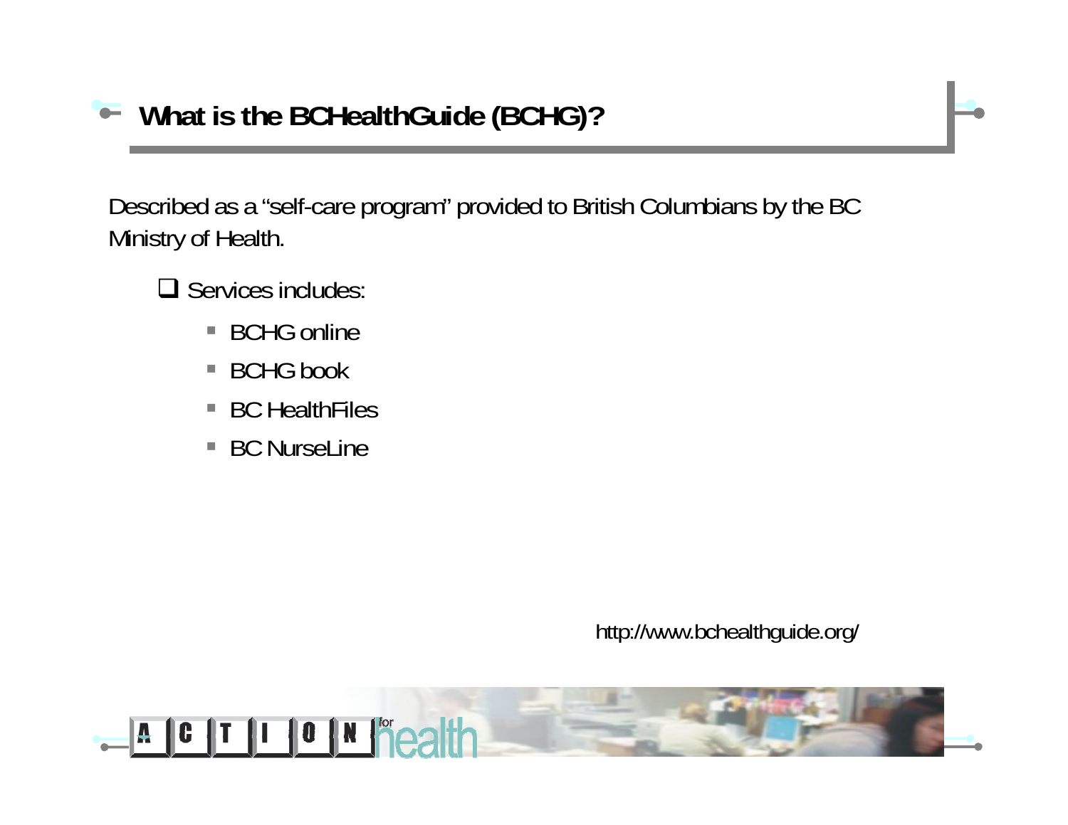# What is the BCHealthGuide (BCHG)?

Described as a “self-care program” provided to British Columbians by the BC Ministry of Health.

- Services includes:
  - BCHG online
  - BCHG book
  - BC HealthFiles
  - BC NurseLine

http://www.bchealthguide.org/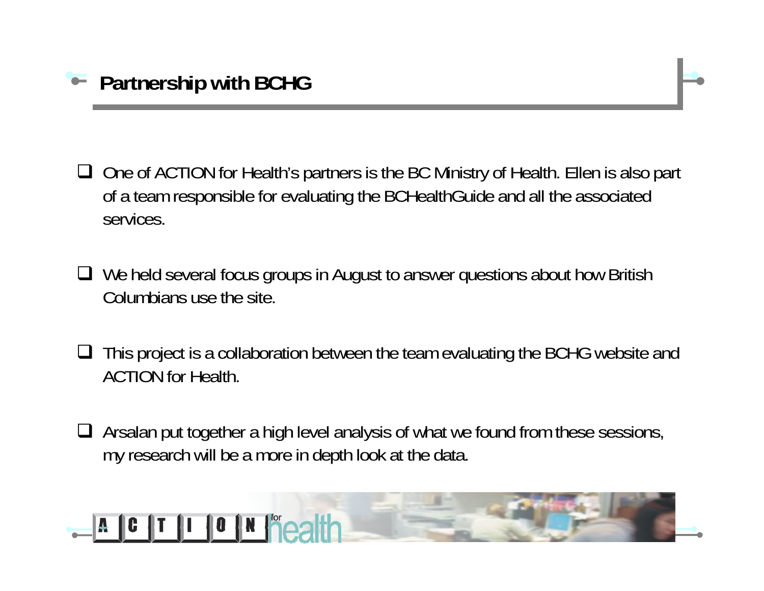# Partnership with BCHG

- One of ACTION for Health's partners is the BC Ministry of Health. Ellen is also part of a team responsible for evaluating the BCHealthGuide and all the associated services.

- We held several focus groups in August to answer questions about how British Columbians use the site.

- This project is a collaboration between the team evaluating the BCHG website and ACTION for Health.

- Arsalan put together a high level analysis of what we found from these sessions, my research will be a more in depth look at the data.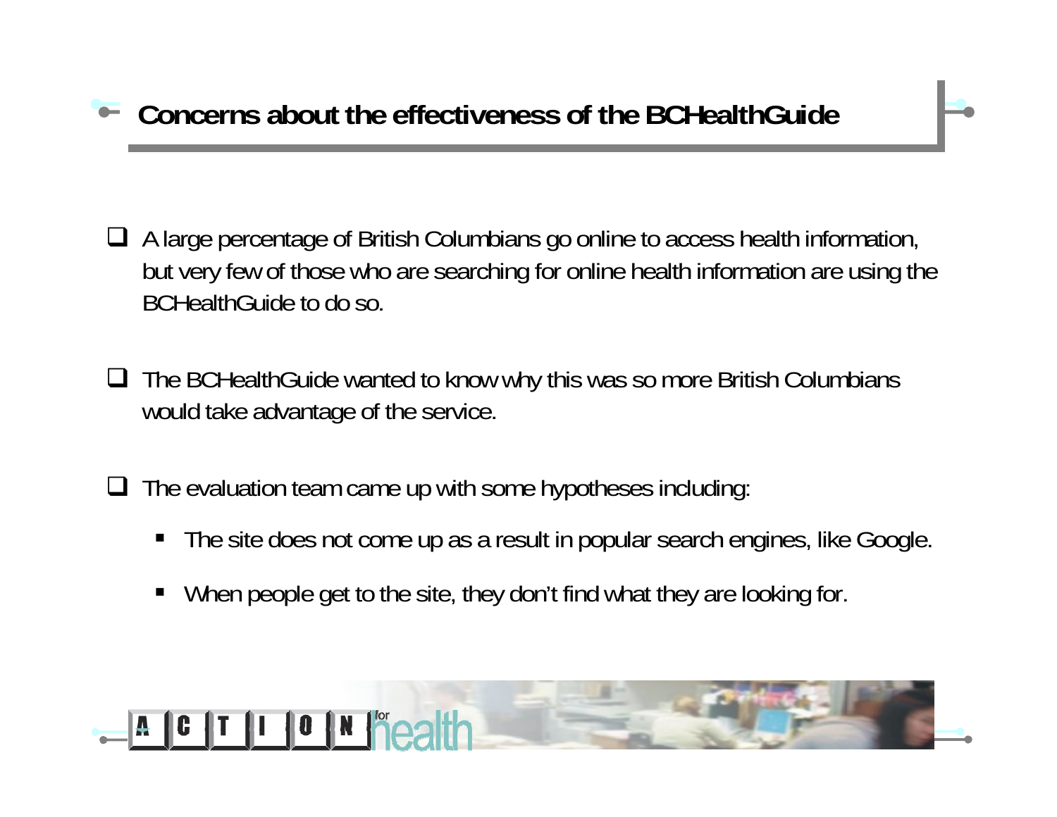# Concerns about the effectiveness of the BCHealthGuide

- A large percentage of British Columbians go online to access health information, but very few of those who are searching for online health information are using the BCHealthGuide to do so.

- The BCHealthGuide wanted to know why this was so more British Columbians would take advantage of the service.

- The evaluation team came up with some hypotheses including:
  - The site does not come up as a result in popular search engines, like Google.
  - When people get to the site, they don't find what they are looking for.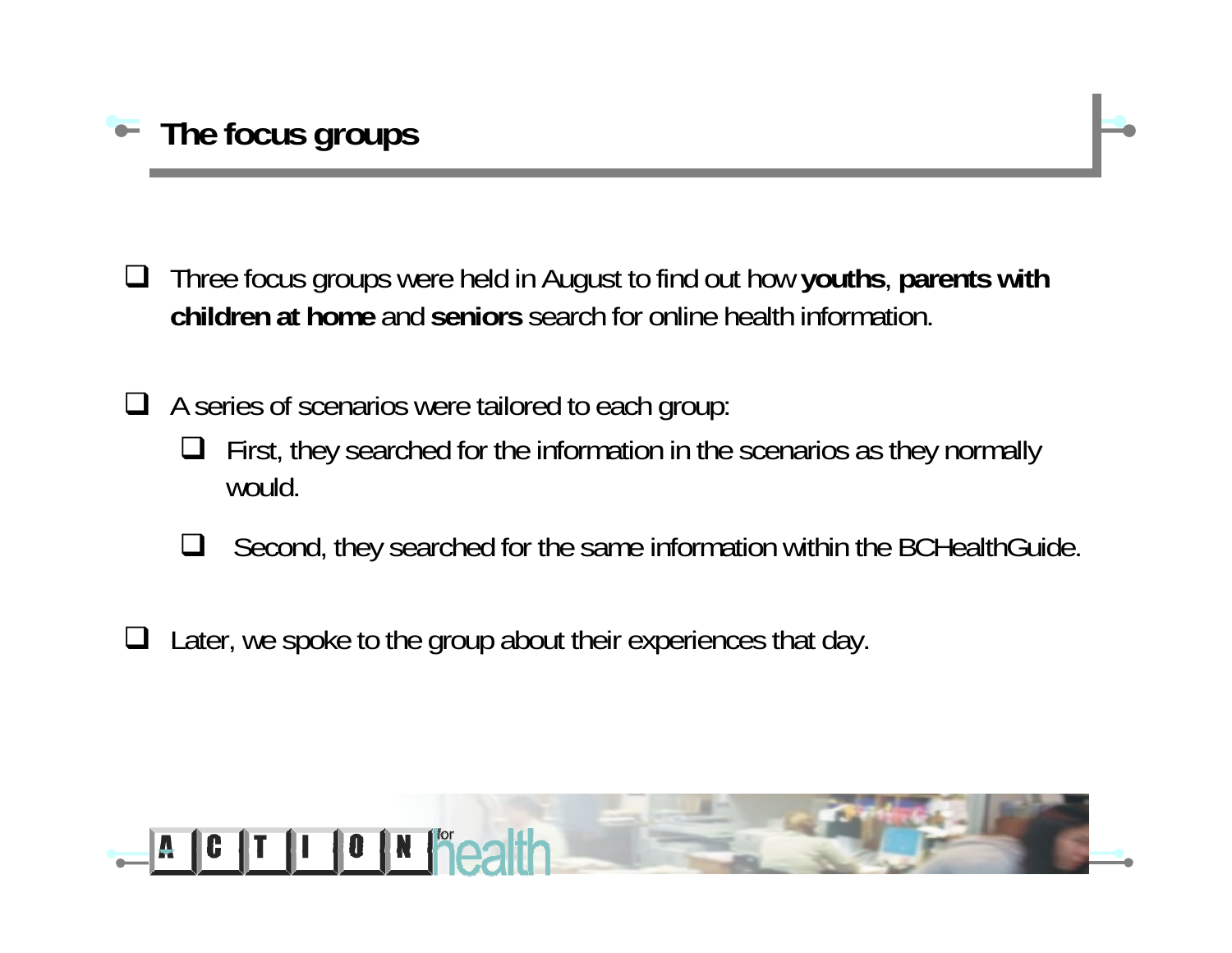# The focus groups

- Three focus groups were held in August to find out how **youths**, **parents with children at home** and **seniors** search for online health information.

- A series of scenarios were tailored to each group:
  - First, they searched for the information in the scenarios as they normally would.
  - Second, they searched for the same information within the BCHealthGuide.

- Later, we spoke to the group about their experiences that day.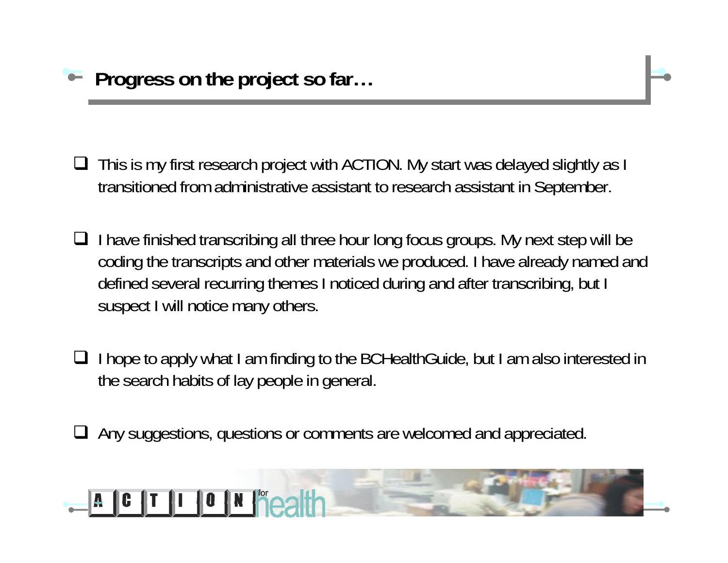## Progress on the project so far…

- This is my first research project with ACTION. My start was delayed slightly as I transitioned from administrative assistant to research assistant in September.
- I have finished transcribing all three hour long focus groups. My next step will be coding the transcripts and other materials we produced. I have already named and defined several recurring themes I noticed during and after transcribing, but I suspect I will notice many others.
- I hope to apply what I am finding to the BCHealthGuide, but I am also interested in the search habits of lay people in general.
- Any suggestions, questions or comments are welcomed and appreciated.